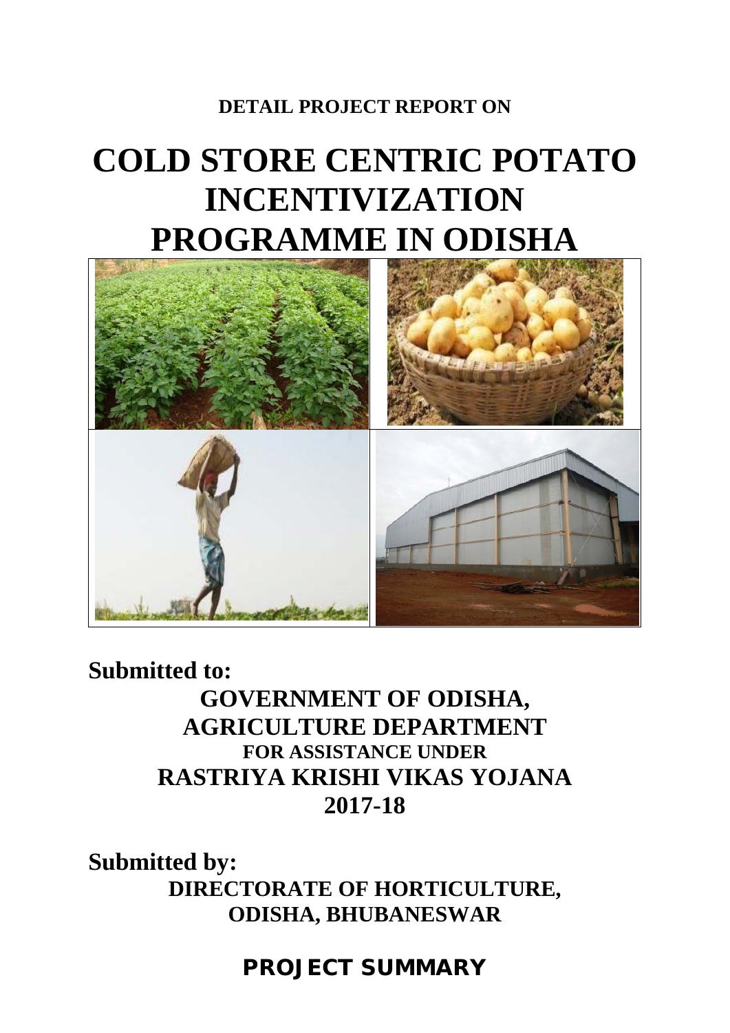**DETAIL PROJECT REPORT ON**

# COLD STORE CENTRIC POTATO INCENTIVIZATION PROGRAMME IN ODISHA

**Submitted to:**

**GOVERNMENT OF ODISHA,**
**AGRICULTURE DEPARTMENT**
**FOR ASSISTANCE UNDER**
**RASTRIYA KRISHI VIKAS YOJANA**
**2017-18**

**Submitted by:**

**DIRECTORATE OF HORTICULTURE,**
**ODISHA, BHUBANESWAR**

## PROJECT SUMMARY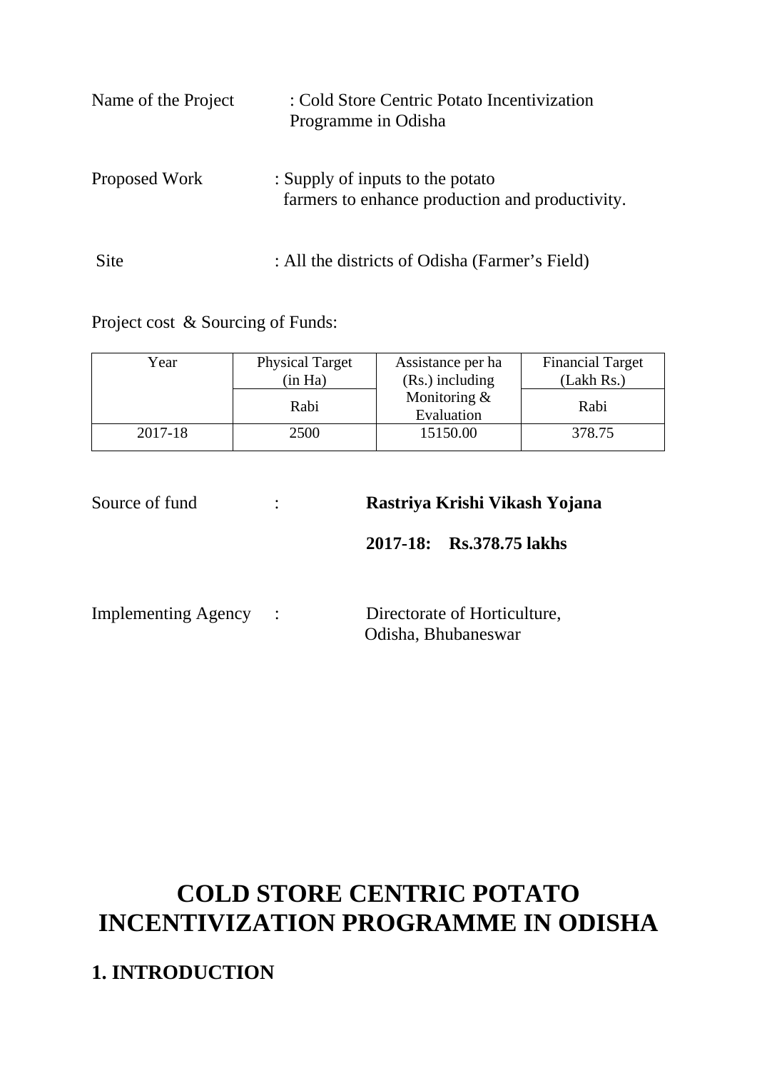Name of the Project : Cold Store Centric Potato Incentivization Programme in Odisha

Proposed Work : Supply of inputs to the potato farmers to enhance production and productivity.

Site : All the districts of Odisha (Farmer's Field)

Project cost & Sourcing of Funds:

| Year | Physical Target (in Ha) | Assistance per ha (Rs.) including Monitoring & Evaluation | Financial Target (Lakh Rs.) |
|---|---|---|---|
| | Rabi | | Rabi |
| 2017-18 | 2500 | 15150.00 | 378.75 |

Source of fund : **Rastriya Krishi Vikash Yojana**

**2017-18: Rs.378.75 lakhs**

Implementing Agency : Directorate of Horticulture, Odisha, Bhubaneswar

# COLD STORE CENTRIC POTATO INCENTIVIZATION PROGRAMME IN ODISHA

## 1. INTRODUCTION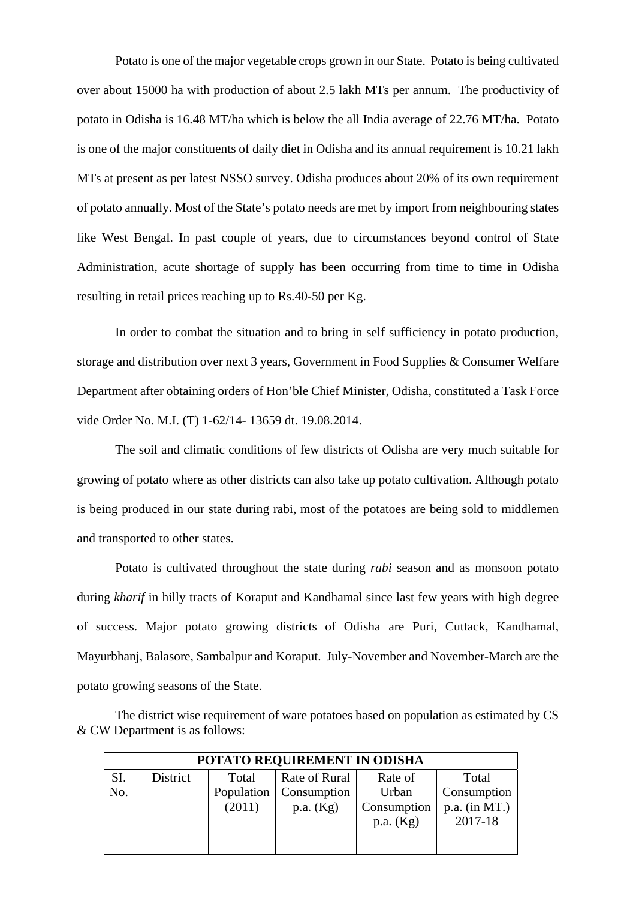Potato is one of the major vegetable crops grown in our State. Potato is being cultivated over about 15000 ha with production of about 2.5 lakh MTs per annum. The productivity of potato in Odisha is 16.48 MT/ha which is below the all India average of 22.76 MT/ha. Potato is one of the major constituents of daily diet in Odisha and its annual requirement is 10.21 lakh MTs at present as per latest NSSO survey. Odisha produces about 20% of its own requirement of potato annually. Most of the State's potato needs are met by import from neighbouring states like West Bengal. In past couple of years, due to circumstances beyond control of State Administration, acute shortage of supply has been occurring from time to time in Odisha resulting in retail prices reaching up to Rs.40-50 per Kg.

In order to combat the situation and to bring in self sufficiency in potato production, storage and distribution over next 3 years, Government in Food Supplies & Consumer Welfare Department after obtaining orders of Hon'ble Chief Minister, Odisha, constituted a Task Force vide Order No. M.I. (T) 1-62/14- 13659 dt. 19.08.2014.

The soil and climatic conditions of few districts of Odisha are very much suitable for growing of potato where as other districts can also take up potato cultivation. Although potato is being produced in our state during rabi, most of the potatoes are being sold to middlemen and transported to other states.

Potato is cultivated throughout the state during *rabi* season and as monsoon potato during *kharif* in hilly tracts of Koraput and Kandhamal since last few years with high degree of success. Major potato growing districts of Odisha are Puri, Cuttack, Kandhamal, Mayurbhanj, Balasore, Sambalpur and Koraput. July-November and November-March are the potato growing seasons of the State.

The district wise requirement of ware potatoes based on population as estimated by CS & CW Department is as follows:

| **POTATO REQUIREMENT IN ODISHA** | | | | | |
|---|---|---|---|---|---|
| SI. No. | District | Total Population (2011) | Rate of Rural Consumption p.a. (Kg) | Rate of Urban Consumption p.a. (Kg) | Total Consumption p.a. (in MT.) 2017-18 |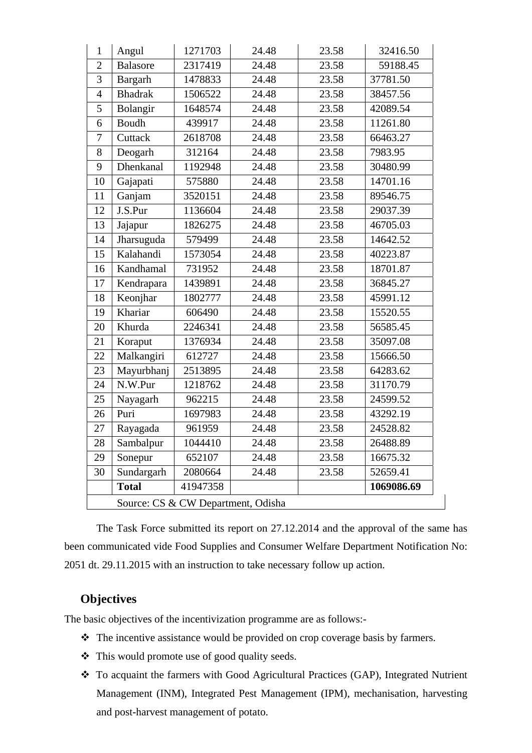| 1 | Angul | 1271703 | 24.48 | 23.58 | 32416.50 |
|---|---|---|---|---|---|
| 2 | Balasore | 2317419 | 24.48 | 23.58 | 59188.45 |
| 3 | Bargarh | 1478833 | 24.48 | 23.58 | 37781.50 |
| 4 | Bhadrak | 1506522 | 24.48 | 23.58 | 38457.56 |
| 5 | Bolangir | 1648574 | 24.48 | 23.58 | 42089.54 |
| 6 | Boudh | 439917 | 24.48 | 23.58 | 11261.80 |
| 7 | Cuttack | 2618708 | 24.48 | 23.58 | 66463.27 |
| 8 | Deogarh | 312164 | 24.48 | 23.58 | 7983.95 |
| 9 | Dhenkanal | 1192948 | 24.48 | 23.58 | 30480.99 |
| 10 | Gajapati | 575880 | 24.48 | 23.58 | 14701.16 |
| 11 | Ganjam | 3520151 | 24.48 | 23.58 | 89546.75 |
| 12 | J.S.Pur | 1136604 | 24.48 | 23.58 | 29037.39 |
| 13 | Jajapur | 1826275 | 24.48 | 23.58 | 46705.03 |
| 14 | Jharsuguda | 579499 | 24.48 | 23.58 | 14642.52 |
| 15 | Kalahandi | 1573054 | 24.48 | 23.58 | 40223.87 |
| 16 | Kandhamal | 731952 | 24.48 | 23.58 | 18701.87 |
| 17 | Kendrapara | 1439891 | 24.48 | 23.58 | 36845.27 |
| 18 | Keonjhar | 1802777 | 24.48 | 23.58 | 45991.12 |
| 19 | Khariar | 606490 | 24.48 | 23.58 | 15520.55 |
| 20 | Khurda | 2246341 | 24.48 | 23.58 | 56585.45 |
| 21 | Koraput | 1376934 | 24.48 | 23.58 | 35097.08 |
| 22 | Malkangiri | 612727 | 24.48 | 23.58 | 15666.50 |
| 23 | Mayurbhanj | 2513895 | 24.48 | 23.58 | 64283.62 |
| 24 | N.W.Pur | 1218762 | 24.48 | 23.58 | 31170.79 |
| 25 | Nayagarh | 962215 | 24.48 | 23.58 | 24599.52 |
| 26 | Puri | 1697983 | 24.48 | 23.58 | 43292.19 |
| 27 | Rayagada | 961959 | 24.48 | 23.58 | 24528.82 |
| 28 | Sambalpur | 1044410 | 24.48 | 23.58 | 26488.89 |
| 29 | Sonepur | 652107 | 24.48 | 23.58 | 16675.32 |
| 30 | Sundargarh | 2080664 | 24.48 | 23.58 | 52659.41 |
| | **Total** | 41947358 | | | **1069086.69** |

Source: CS & CW Department, Odisha

The Task Force submitted its report on 27.12.2014 and the approval of the same has been communicated vide Food Supplies and Consumer Welfare Department Notification No: 2051 dt. 29.11.2015 with an instruction to take necessary follow up action.

## Objectives

The basic objectives of the incentivization programme are as follows:-

- The incentive assistance would be provided on crop coverage basis by farmers.
- This would promote use of good quality seeds.
- To acquaint the farmers with Good Agricultural Practices (GAP), Integrated Nutrient Management (INM), Integrated Pest Management (IPM), mechanisation, harvesting and post-harvest management of potato.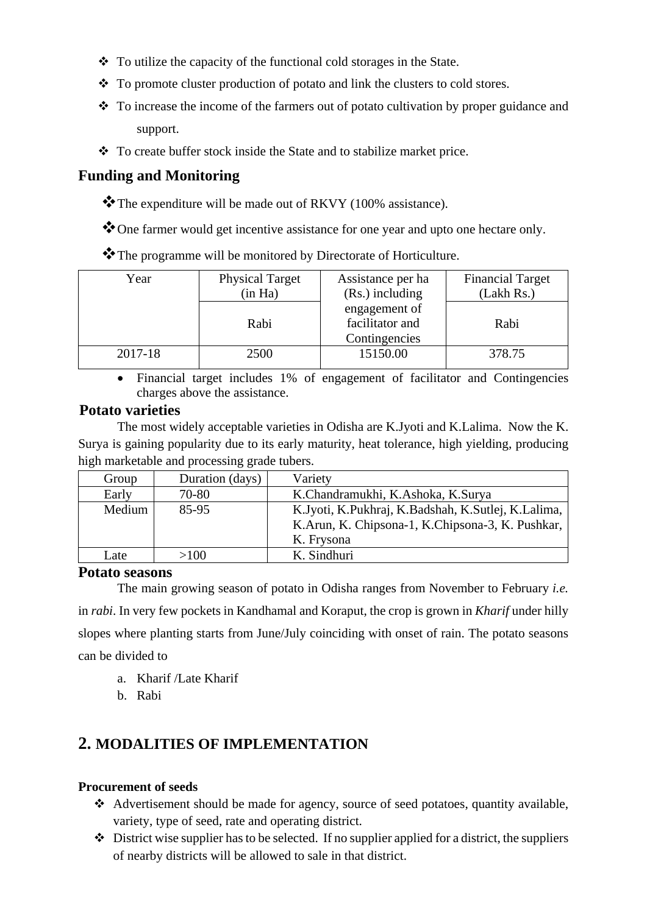- ❖ To utilize the capacity of the functional cold storages in the State.
- ❖ To promote cluster production of potato and link the clusters to cold stores.
- ❖ To increase the income of the farmers out of potato cultivation by proper guidance and support.
- ❖ To create buffer stock inside the State and to stabilize market price.

## Funding and Monitoring

- ❖ The expenditure will be made out of RKVY (100% assistance).
- ❖ One farmer would get incentive assistance for one year and upto one hectare only.
- ❖ The programme will be monitored by Directorate of Horticulture.

| Year | Physical Target (in Ha) | Assistance per ha (Rs.) including engagement of facilitator and Contingencies | Financial Target (Lakh Rs.) |
|---|---|---|---|
| | Rabi | | Rabi |
| 2017-18 | 2500 | 15150.00 | 378.75 |

- Financial target includes 1% of engagement of facilitator and Contingencies charges above the assistance.

## Potato varieties

The most widely acceptable varieties in Odisha are K.Jyoti and K.Lalima. Now the K. Surya is gaining popularity due to its early maturity, heat tolerance, high yielding, producing high marketable and processing grade tubers.

| Group | Duration (days) | Variety |
|---|---|---|
| Early | 70-80 | K.Chandramukhi, K.Ashoka, K.Surya |
| Medium | 85-95 | K.Jyoti, K.Pukhraj, K.Badshah, K.Sutlej, K.Lalima, K.Arun, K. Chipsona-1, K.Chipsona-3, K. Pushkar, K. Frysona |
| Late | >100 | K. Sindhuri |

## Potato seasons

The main growing season of potato in Odisha ranges from November to February *i.e.* in *rabi*. In very few pockets in Kandhamal and Koraput, the crop is grown in *Kharif* under hilly slopes where planting starts from June/July coinciding with onset of rain. The potato seasons can be divided to

a. Kharif /Late Kharif
b. Rabi

# 2. MODALITIES OF IMPLEMENTATION

**Procurement of seeds**

- ❖ Advertisement should be made for agency, source of seed potatoes, quantity available, variety, type of seed, rate and operating district.
- ❖ District wise supplier has to be selected. If no supplier applied for a district, the suppliers of nearby districts will be allowed to sale in that district.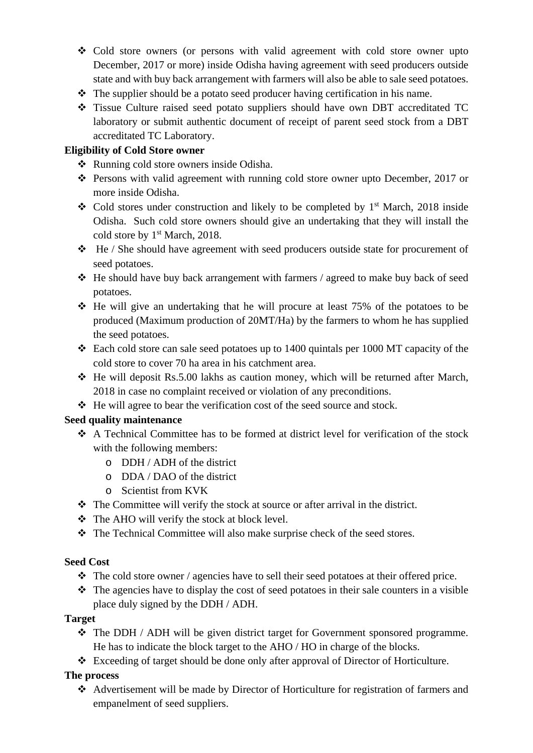- Cold store owners (or persons with valid agreement with cold store owner upto December, 2017 or more) inside Odisha having agreement with seed producers outside state and with buy back arrangement with farmers will also be able to sale seed potatoes.
- The supplier should be a potato seed producer having certification in his name.
- Tissue Culture raised seed potato suppliers should have own DBT accreditated TC laboratory or submit authentic document of receipt of parent seed stock from a DBT accreditated TC Laboratory.

**Eligibility of Cold Store owner**

- Running cold store owners inside Odisha.
- Persons with valid agreement with running cold store owner upto December, 2017 or more inside Odisha.
- Cold stores under construction and likely to be completed by 1st March, 2018 inside Odisha. Such cold store owners should give an undertaking that they will install the cold store by 1st March, 2018.
- He / She should have agreement with seed producers outside state for procurement of seed potatoes.
- He should have buy back arrangement with farmers / agreed to make buy back of seed potatoes.
- He will give an undertaking that he will procure at least 75% of the potatoes to be produced (Maximum production of 20MT/Ha) by the farmers to whom he has supplied the seed potatoes.
- Each cold store can sale seed potatoes up to 1400 quintals per 1000 MT capacity of the cold store to cover 70 ha area in his catchment area.
- He will deposit Rs.5.00 lakhs as caution money, which will be returned after March, 2018 in case no complaint received or violation of any preconditions.
- He will agree to bear the verification cost of the seed source and stock.

**Seed quality maintenance**

- A Technical Committee has to be formed at district level for verification of the stock with the following members:
  - DDH / ADH of the district
  - DDA / DAO of the district
  - Scientist from KVK
- The Committee will verify the stock at source or after arrival in the district.
- The AHO will verify the stock at block level.
- The Technical Committee will also make surprise check of the seed stores.

**Seed Cost**

- The cold store owner / agencies have to sell their seed potatoes at their offered price.
- The agencies have to display the cost of seed potatoes in their sale counters in a visible place duly signed by the DDH / ADH.

**Target**

- The DDH / ADH will be given district target for Government sponsored programme. He has to indicate the block target to the AHO / HO in charge of the blocks.
- Exceeding of target should be done only after approval of Director of Horticulture.

**The process**

- Advertisement will be made by Director of Horticulture for registration of farmers and empanelment of seed suppliers.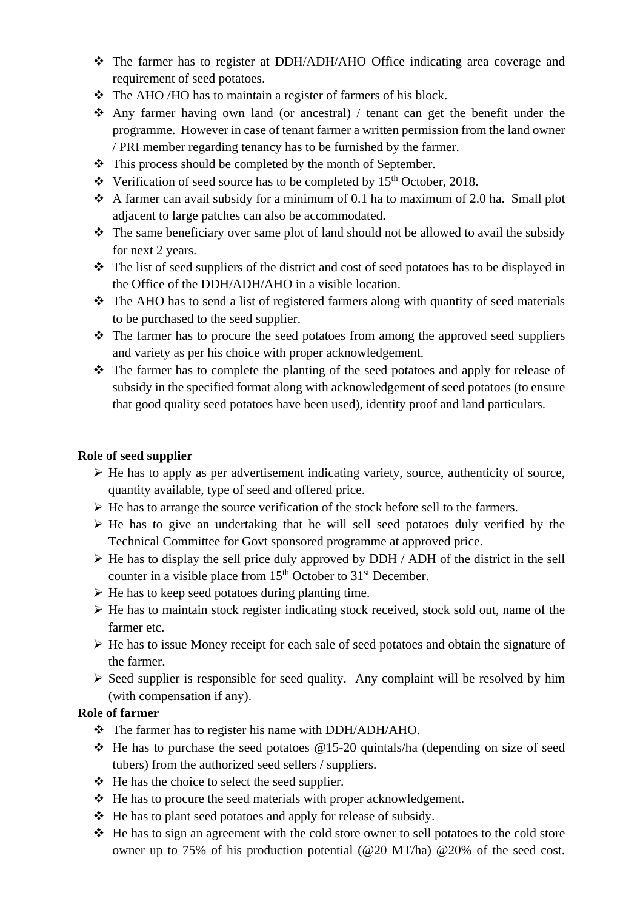- The farmer has to register at DDH/ADH/AHO Office indicating area coverage and requirement of seed potatoes.
- The AHO /HO has to maintain a register of farmers of his block.
- Any farmer having own land (or ancestral) / tenant can get the benefit under the programme. However in case of tenant farmer a written permission from the land owner / PRI member regarding tenancy has to be furnished by the farmer.
- This process should be completed by the month of September.
- Verification of seed source has to be completed by 15th October, 2018.
- A farmer can avail subsidy for a minimum of 0.1 ha to maximum of 2.0 ha. Small plot adjacent to large patches can also be accommodated.
- The same beneficiary over same plot of land should not be allowed to avail the subsidy for next 2 years.
- The list of seed suppliers of the district and cost of seed potatoes has to be displayed in the Office of the DDH/ADH/AHO in a visible location.
- The AHO has to send a list of registered farmers along with quantity of seed materials to be purchased to the seed supplier.
- The farmer has to procure the seed potatoes from among the approved seed suppliers and variety as per his choice with proper acknowledgement.
- The farmer has to complete the planting of the seed potatoes and apply for release of subsidy in the specified format along with acknowledgement of seed potatoes (to ensure that good quality seed potatoes have been used), identity proof and land particulars.

**Role of seed supplier**

- He has to apply as per advertisement indicating variety, source, authenticity of source, quantity available, type of seed and offered price.
- He has to arrange the source verification of the stock before sell to the farmers.
- He has to give an undertaking that he will sell seed potatoes duly verified by the Technical Committee for Govt sponsored programme at approved price.
- He has to display the sell price duly approved by DDH / ADH of the district in the sell counter in a visible place from 15th October to 31st December.
- He has to keep seed potatoes during planting time.
- He has to maintain stock register indicating stock received, stock sold out, name of the farmer etc.
- He has to issue Money receipt for each sale of seed potatoes and obtain the signature of the farmer.
- Seed supplier is responsible for seed quality. Any complaint will be resolved by him (with compensation if any).

**Role of farmer**

- The farmer has to register his name with DDH/ADH/AHO.
- He has to purchase the seed potatoes @15-20 quintals/ha (depending on size of seed tubers) from the authorized seed sellers / suppliers.
- He has the choice to select the seed supplier.
- He has to procure the seed materials with proper acknowledgement.
- He has to plant seed potatoes and apply for release of subsidy.
- He has to sign an agreement with the cold store owner to sell potatoes to the cold store owner up to 75% of his production potential (@20 MT/ha) @20% of the seed cost.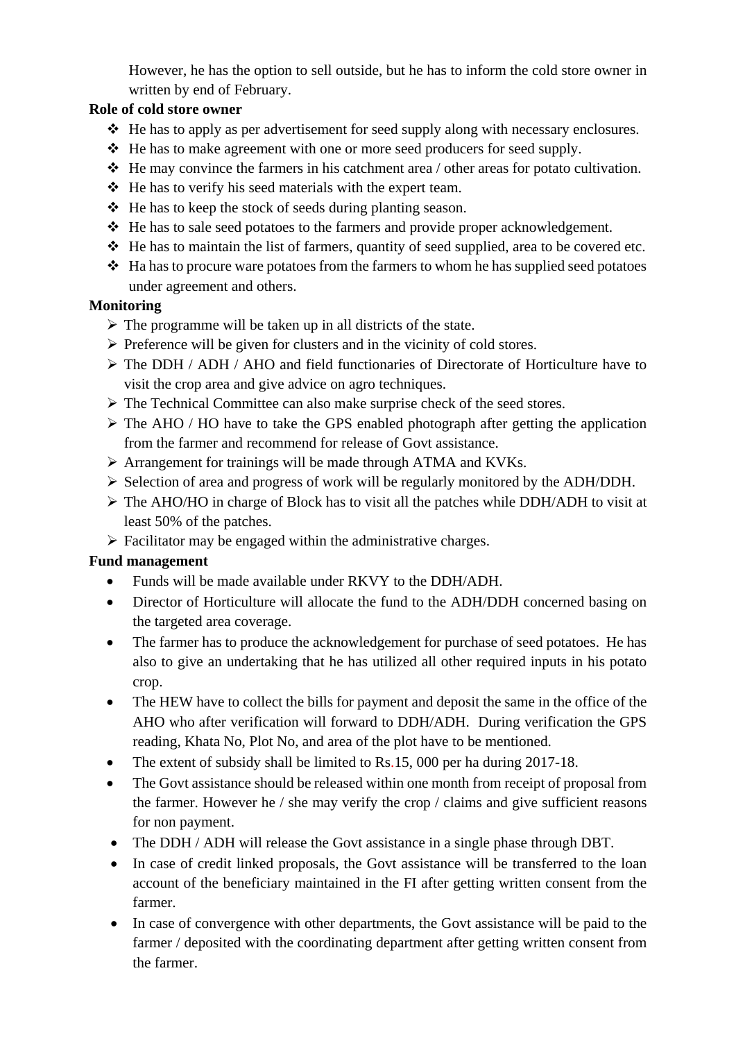However, he has the option to sell outside, but he has to inform the cold store owner in written by end of February.

**Role of cold store owner**

- He has to apply as per advertisement for seed supply along with necessary enclosures.
- He has to make agreement with one or more seed producers for seed supply.
- He may convince the farmers in his catchment area / other areas for potato cultivation.
- He has to verify his seed materials with the expert team.
- He has to keep the stock of seeds during planting season.
- He has to sale seed potatoes to the farmers and provide proper acknowledgement.
- He has to maintain the list of farmers, quantity of seed supplied, area to be covered etc.
- Ha has to procure ware potatoes from the farmers to whom he has supplied seed potatoes under agreement and others.

**Monitoring**

- The programme will be taken up in all districts of the state.
- Preference will be given for clusters and in the vicinity of cold stores.
- The DDH / ADH / AHO and field functionaries of Directorate of Horticulture have to visit the crop area and give advice on agro techniques.
- The Technical Committee can also make surprise check of the seed stores.
- The AHO / HO have to take the GPS enabled photograph after getting the application from the farmer and recommend for release of Govt assistance.
- Arrangement for trainings will be made through ATMA and KVKs.
- Selection of area and progress of work will be regularly monitored by the ADH/DDH.
- The AHO/HO in charge of Block has to visit all the patches while DDH/ADH to visit at least 50% of the patches.
- Facilitator may be engaged within the administrative charges.

**Fund management**

- Funds will be made available under RKVY to the DDH/ADH.
- Director of Horticulture will allocate the fund to the ADH/DDH concerned basing on the targeted area coverage.
- The farmer has to produce the acknowledgement for purchase of seed potatoes. He has also to give an undertaking that he has utilized all other required inputs in his potato crop.
- The HEW have to collect the bills for payment and deposit the same in the office of the AHO who after verification will forward to DDH/ADH. During verification the GPS reading, Khata No, Plot No, and area of the plot have to be mentioned.
- The extent of subsidy shall be limited to Rs.15, 000 per ha during 2017-18.
- The Govt assistance should be released within one month from receipt of proposal from the farmer. However he / she may verify the crop / claims and give sufficient reasons for non payment.
- The DDH / ADH will release the Govt assistance in a single phase through DBT.
- In case of credit linked proposals, the Govt assistance will be transferred to the loan account of the beneficiary maintained in the FI after getting written consent from the farmer.
- In case of convergence with other departments, the Govt assistance will be paid to the farmer / deposited with the coordinating department after getting written consent from the farmer.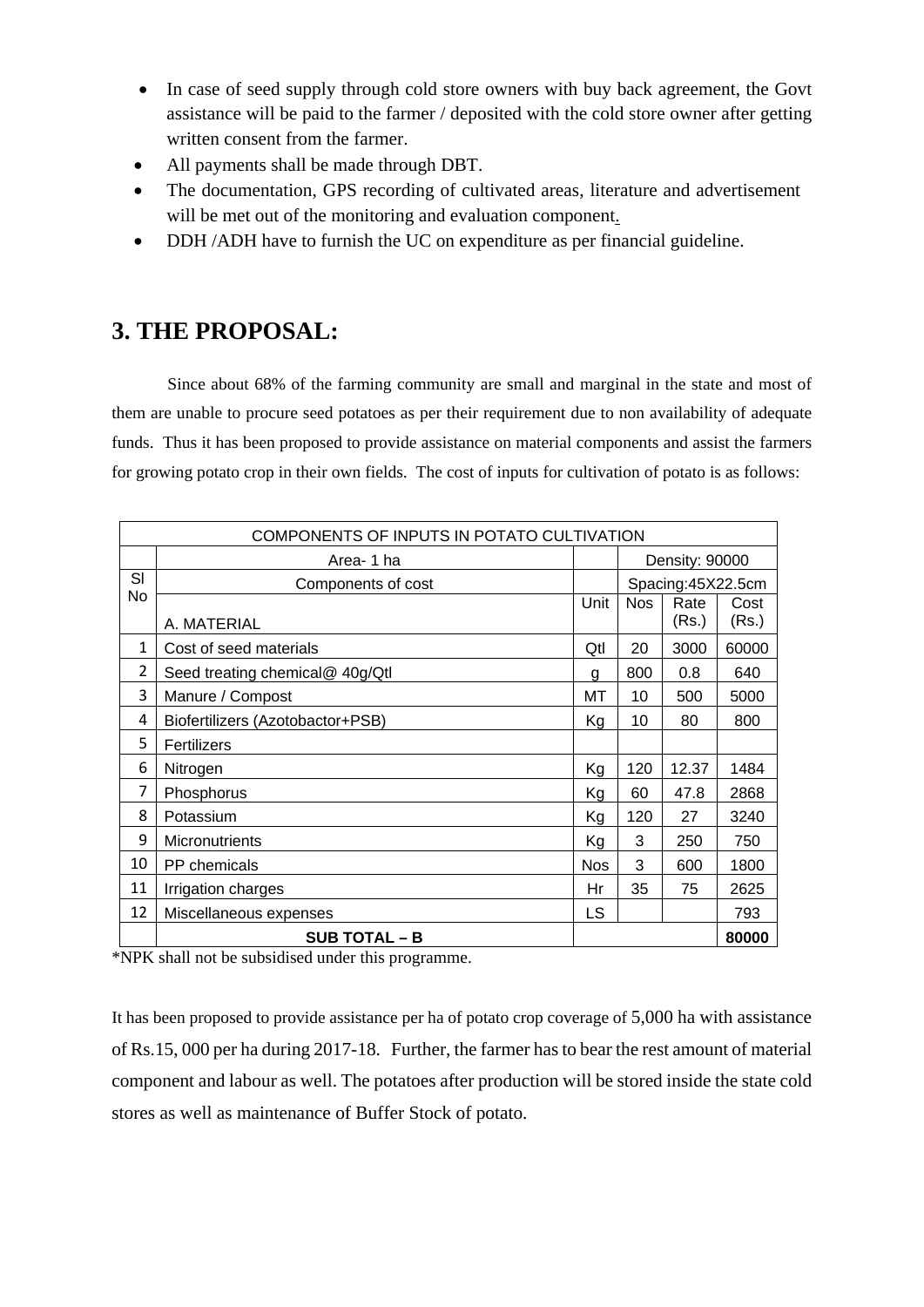- In case of seed supply through cold store owners with buy back agreement, the Govt assistance will be paid to the farmer / deposited with the cold store owner after getting written consent from the farmer.
- All payments shall be made through DBT.
- The documentation, GPS recording of cultivated areas, literature and advertisement will be met out of the monitoring and evaluation component.
- DDH /ADH have to furnish the UC on expenditure as per financial guideline.

## 3. THE PROPOSAL:

Since about 68% of the farming community are small and marginal in the state and most of them are unable to procure seed potatoes as per their requirement due to non availability of adequate funds. Thus it has been proposed to provide assistance on material components and assist the farmers for growing potato crop in their own fields. The cost of inputs for cultivation of potato is as follows:

| COMPONENTS OF INPUTS IN POTATO CULTIVATION | | | | | |
|---|---|---|---|---|---|
| | Area- 1 ha | | Density: 90000 | | |
| Sl No | Components of cost | | Spacing:45X22.5cm | | |
| | A. MATERIAL | Unit | Nos | Rate (Rs.) | Cost (Rs.) |
| 1 | Cost of seed materials | Qtl | 20 | 3000 | 60000 |
| 2 | Seed treating chemical@ 40g/Qtl | g | 800 | 0.8 | 640 |
| 3 | Manure / Compost | MT | 10 | 500 | 5000 |
| 4 | Biofertilizers (Azotobactor+PSB) | Kg | 10 | 80 | 800 |
| 5 | Fertilizers | | | | |
| 6 | Nitrogen | Kg | 120 | 12.37 | 1484 |
| 7 | Phosphorus | Kg | 60 | 47.8 | 2868 |
| 8 | Potassium | Kg | 120 | 27 | 3240 |
| 9 | Micronutrients | Kg | 3 | 250 | 750 |
| 10 | PP chemicals | Nos | 3 | 600 | 1800 |
| 11 | Irrigation charges | Hr | 35 | 75 | 2625 |
| 12 | Miscellaneous expenses | LS | | | 793 |
| | **SUB TOTAL – B** | | | | **80000** |

*NPK shall not be subsidised under this programme.

It has been proposed to provide assistance per ha of potato crop coverage of 5,000 ha with assistance of Rs.15, 000 per ha during 2017-18. Further, the farmer has to bear the rest amount of material component and labour as well. The potatoes after production will be stored inside the state cold stores as well as maintenance of Buffer Stock of potato.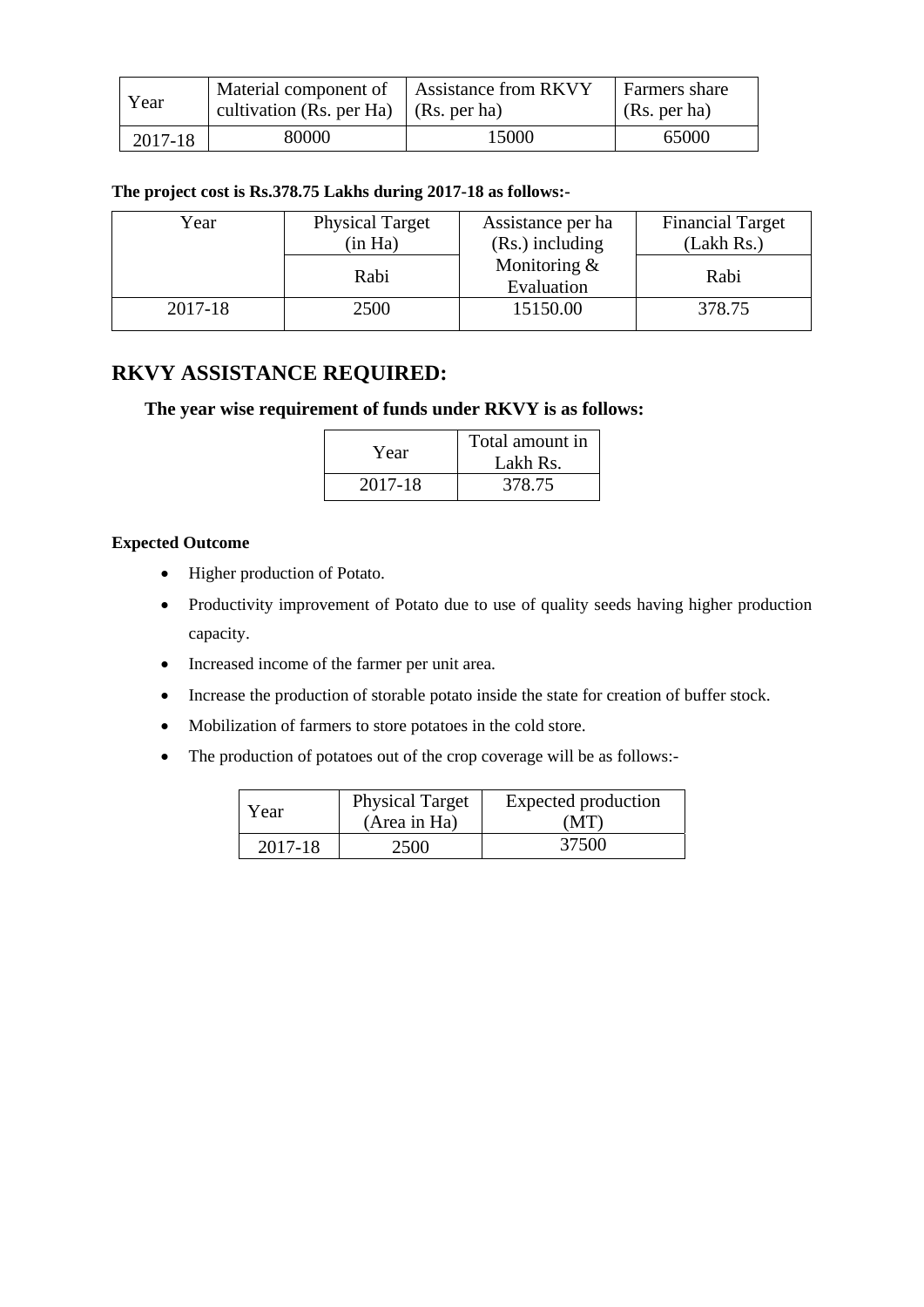| Year | Material component of cultivation (Rs. per Ha) | Assistance from RKVY (Rs. per ha) | Farmers share (Rs. per ha) |
|---|---|---|---|
| 2017-18 | 80000 | 15000 | 65000 |

**The project cost is Rs.378.75 Lakhs during 2017-18 as follows:-**

| Year | Physical Target (in Ha) | Assistance per ha (Rs.) including Monitoring & Evaluation | Financial Target (Lakh Rs.) |
|---|---|---|---|
| | Rabi | | Rabi |
| 2017-18 | 2500 | 15150.00 | 378.75 |

## RKVY ASSISTANCE REQUIRED:

**The year wise requirement of funds under RKVY is as follows:**

| Year | Total amount in Lakh Rs. |
|---|---|
| 2017-18 | 378.75 |

**Expected Outcome**

- Higher production of Potato.
- Productivity improvement of Potato due to use of quality seeds having higher production capacity.
- Increased income of the farmer per unit area.
- Increase the production of storable potato inside the state for creation of buffer stock.
- Mobilization of farmers to store potatoes in the cold store.
- The production of potatoes out of the crop coverage will be as follows:-

| Year | Physical Target (Area in Ha) | Expected production (MT) |
|---|---|---|
| 2017-18 | 2500 | 37500 |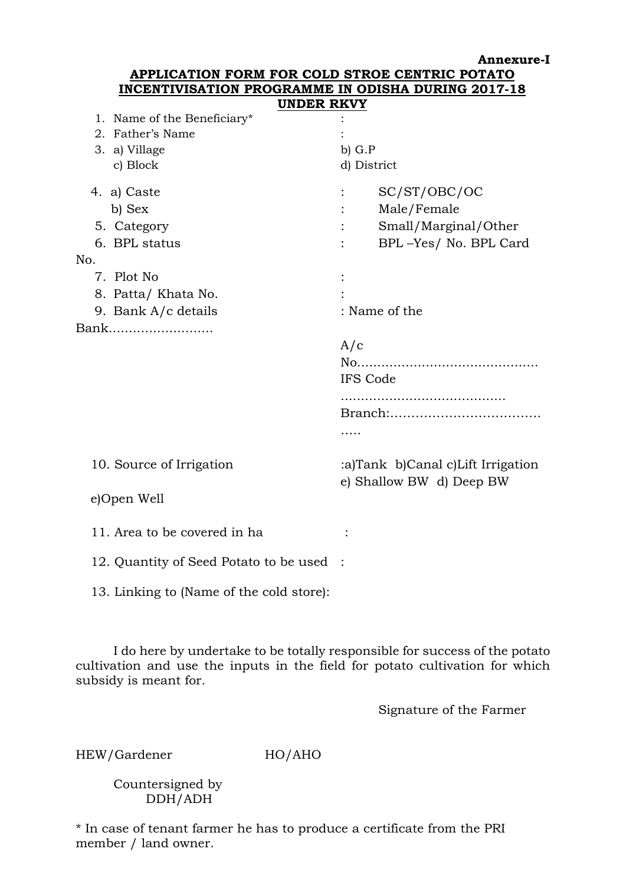**Annexure-I**

**APPLICATION FORM FOR COLD STROE CENTRIC POTATO INCENTIVISATION PROGRAMME IN ODISHA DURING 2017-18 UNDER RKVY**

1. Name of the Beneficiary* :
2. Father's Name :
3. a) Village b) G.P
   c) Block d) District
4. a) Caste : SC/ST/OBC/OC
   b) Sex : Male/Female
5. Category : Small/Marginal/Other
6. BPL status : BPL –Yes/ No. BPL Card No.
7. Plot No :
8. Patta/ Khata No. :
9. Bank A/c details : Name of the Bank..........................
   A/c No............................................
   IFS Code ........................................
   Branch:....................................
10. Source of Irrigation :a)Tank b)Canal c)Lift Irrigation e) Shallow BW d) Deep BW e)Open Well
11. Area to be covered in ha :
12. Quantity of Seed Potato to be used :
13. Linking to (Name of the cold store):

I do here by undertake to be totally responsible for success of the potato cultivation and use the inputs in the field for potato cultivation for which subsidy is meant for.

Signature of the Farmer

HEW/Gardener HO/AHO

Countersigned by
DDH/ADH

* In case of tenant farmer he has to produce a certificate from the PRI member / land owner.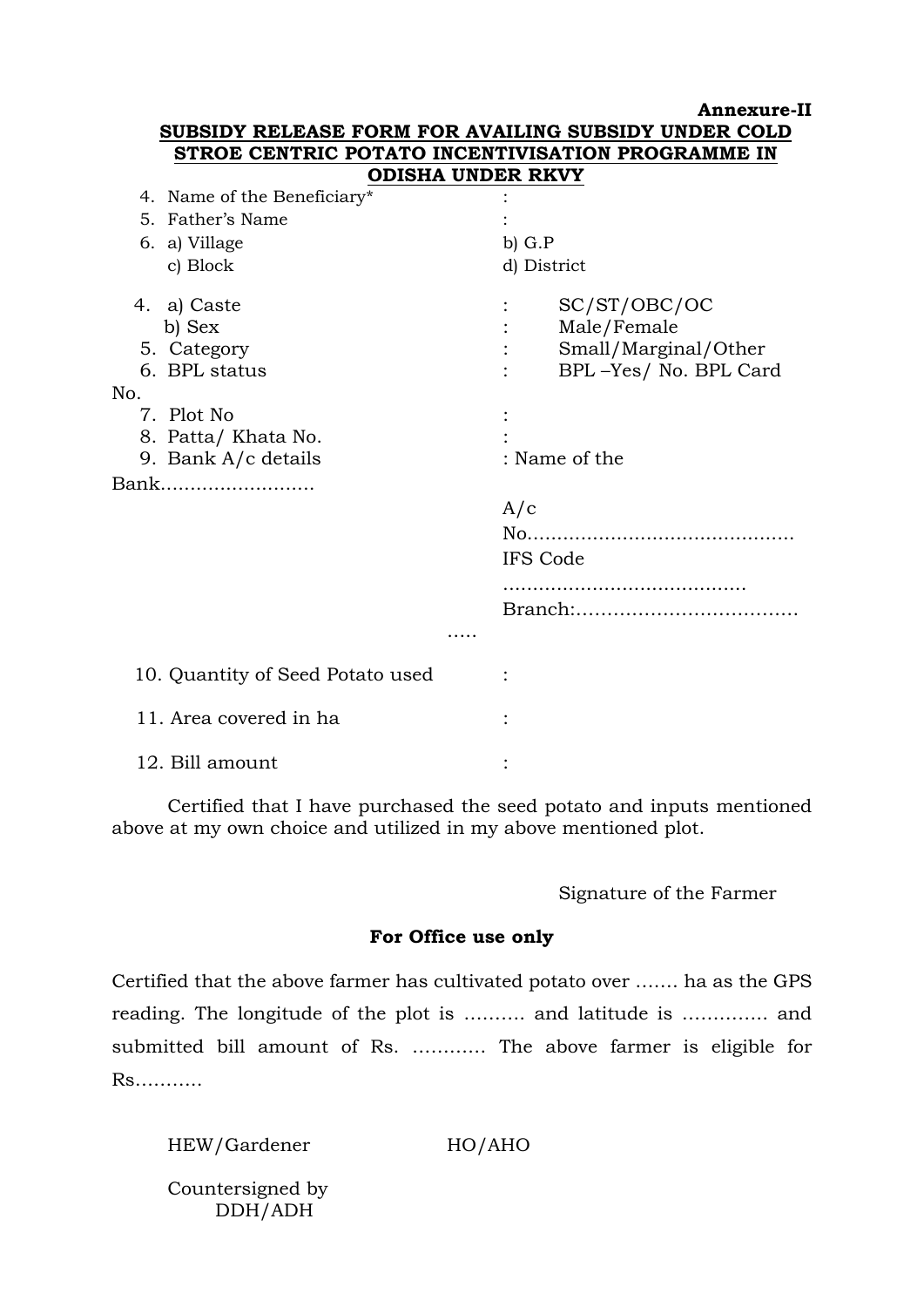**Annexure-II**

**SUBSIDY RELEASE FORM FOR AVAILING SUBSIDY UNDER COLD STROE CENTRIC POTATO INCENTIVISATION PROGRAMME IN ODISHA UNDER RKVY**

4. Name of the Beneficiary* :
5. Father's Name :
6. a) Village b) G.P
   c) Block d) District

4. a) Caste : SC/ST/OBC/OC
   b) Sex : Male/Female
5. Category : Small/Marginal/Other
6. BPL status : BPL –Yes/ No. BPL Card No.
7. Plot No :
8. Patta/ Khata No. :
9. Bank A/c details : Name of the Bank..........................
   A/c No............................................
   IFS Code .........................................
   Branch:.........................................

10. Quantity of Seed Potato used :
11. Area covered in ha :
12. Bill amount :

Certified that I have purchased the seed potato and inputs mentioned above at my own choice and utilized in my above mentioned plot.

Signature of the Farmer

**For Office use only**

Certified that the above farmer has cultivated potato over ....... ha as the GPS reading. The longitude of the plot is .......... and latitude is ............. and submitted bill amount of Rs. ............ The above farmer is eligible for Rs...........

HEW/Gardener HO/AHO

Countersigned by
DDH/ADH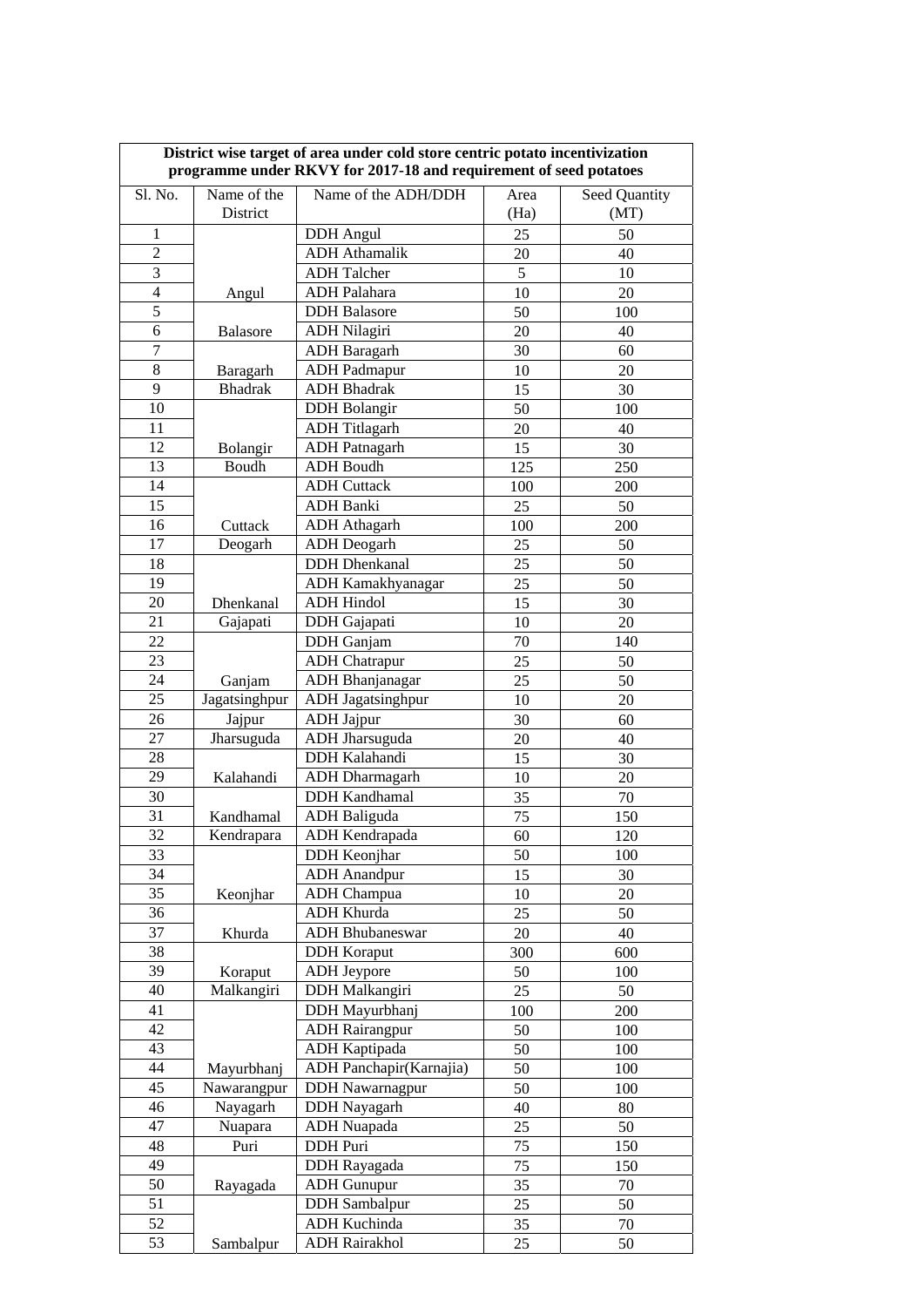**District wise target of area under cold store centric potato incentivization programme under RKVY for 2017-18 and requirement of seed potatoes**

| Sl. No. | Name of the District | Name of the ADH/DDH | Area (Ha) | Seed Quantity (MT) |
|---|---|---|---|---|
| 1 | Angul | DDH Angul | 25 | 50 |
| 2 | | ADH Athamalik | 20 | 40 |
| 3 | | ADH Talcher | 5 | 10 |
| 4 | | ADH Palahara | 10 | 20 |
| 5 | Balasore | DDH Balasore | 50 | 100 |
| 6 | | ADH Nilagiri | 20 | 40 |
| 7 | Baragarh | ADH Baragarh | 30 | 60 |
| 8 | | ADH Padmapur | 10 | 20 |
| 9 | Bhadrak | ADH Bhadrak | 15 | 30 |
| 10 | Bolangir | DDH Bolangir | 50 | 100 |
| 11 | | ADH Titlagarh | 20 | 40 |
| 12 | | ADH Patnagarh | 15 | 30 |
| 13 | Boudh | ADH Boudh | 125 | 250 |
| 14 | Cuttack | ADH Cuttack | 100 | 200 |
| 15 | | ADH Banki | 25 | 50 |
| 16 | | ADH Athagarh | 100 | 200 |
| 17 | Deogarh | ADH Deogarh | 25 | 50 |
| 18 | Dhenkanal | DDH Dhenkanal | 25 | 50 |
| 19 | | ADH Kamakhyanagar | 25 | 50 |
| 20 | | ADH Hindol | 15 | 30 |
| 21 | Gajapati | DDH Gajapati | 10 | 20 |
| 22 | Ganjam | DDH Ganjam | 70 | 140 |
| 23 | | ADH Chatrapur | 25 | 50 |
| 24 | | ADH Bhanjanagar | 25 | 50 |
| 25 | Jagatsinghpur | ADH Jagatsinghpur | 10 | 20 |
| 26 | Jajpur | ADH Jajpur | 30 | 60 |
| 27 | Jharsuguda | ADH Jharsuguda | 20 | 40 |
| 28 | Kalahandi | DDH Kalahandi | 15 | 30 |
| 29 | | ADH Dharmagarh | 10 | 20 |
| 30 | Kandhamal | DDH Kandhamal | 35 | 70 |
| 31 | | ADH Baliguda | 75 | 150 |
| 32 | Kendrapara | ADH Kendrapada | 60 | 120 |
| 33 | Keonjhar | DDH Keonjhar | 50 | 100 |
| 34 | | ADH Anandpur | 15 | 30 |
| 35 | | ADH Champua | 10 | 20 |
| 36 | Khurda | ADH Khurda | 25 | 50 |
| 37 | | ADH Bhubaneswar | 20 | 40 |
| 38 | Koraput | DDH Koraput | 300 | 600 |
| 39 | | ADH Jeypore | 50 | 100 |
| 40 | Malkangiri | DDH Malkangiri | 25 | 50 |
| 41 | Mayurbhanj | DDH Mayurbhanj | 100 | 200 |
| 42 | | ADH Rairangpur | 50 | 100 |
| 43 | | ADH Kaptipada | 50 | 100 |
| 44 | | ADH Panchapir(Karnajia) | 50 | 100 |
| 45 | Nawarangpur | DDH Nawarnagpur | 50 | 100 |
| 46 | Nayagarh | DDH Nayagarh | 40 | 80 |
| 47 | Nuapara | ADH Nuapada | 25 | 50 |
| 48 | Puri | DDH Puri | 75 | 150 |
| 49 | Rayagada | DDH Rayagada | 75 | 150 |
| 50 | | ADH Gunupur | 35 | 70 |
| 51 | Sambalpur | DDH Sambalpur | 25 | 50 |
| 52 | | ADH Kuchinda | 35 | 70 |
| 53 | | ADH Rairakhol | 25 | 50 |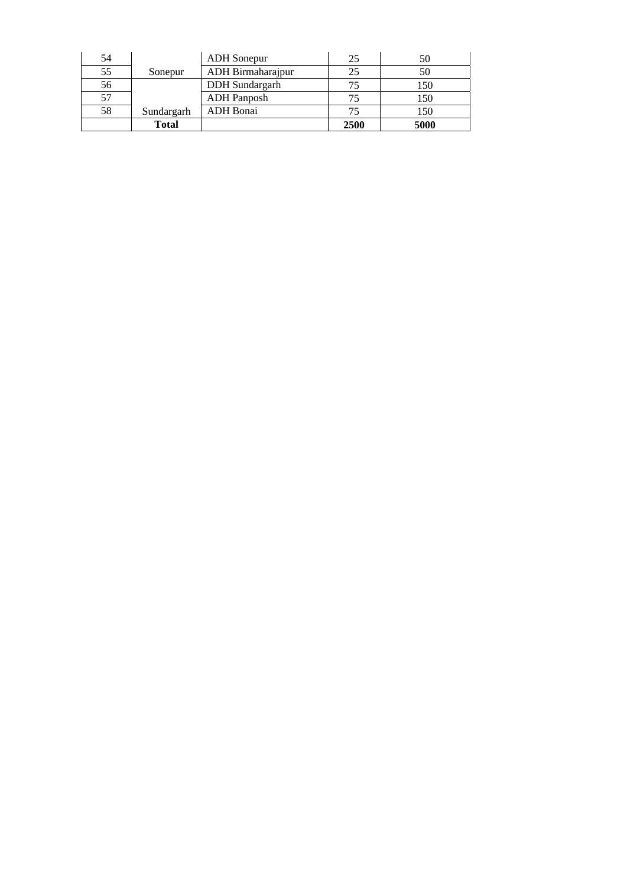| | | | | |
|---|---|---|---|---|
| 54 | | ADH Sonepur | 25 | 50 |
| 55 | Sonepur | ADH Birmaharajpur | 25 | 50 |
| 56 | | DDH Sundargarh | 75 | 150 |
| 57 | | ADH Panposh | 75 | 150 |
| 58 | Sundargarh | ADH Bonai | 75 | 150 |
| | **Total** | | **2500** | **5000** |